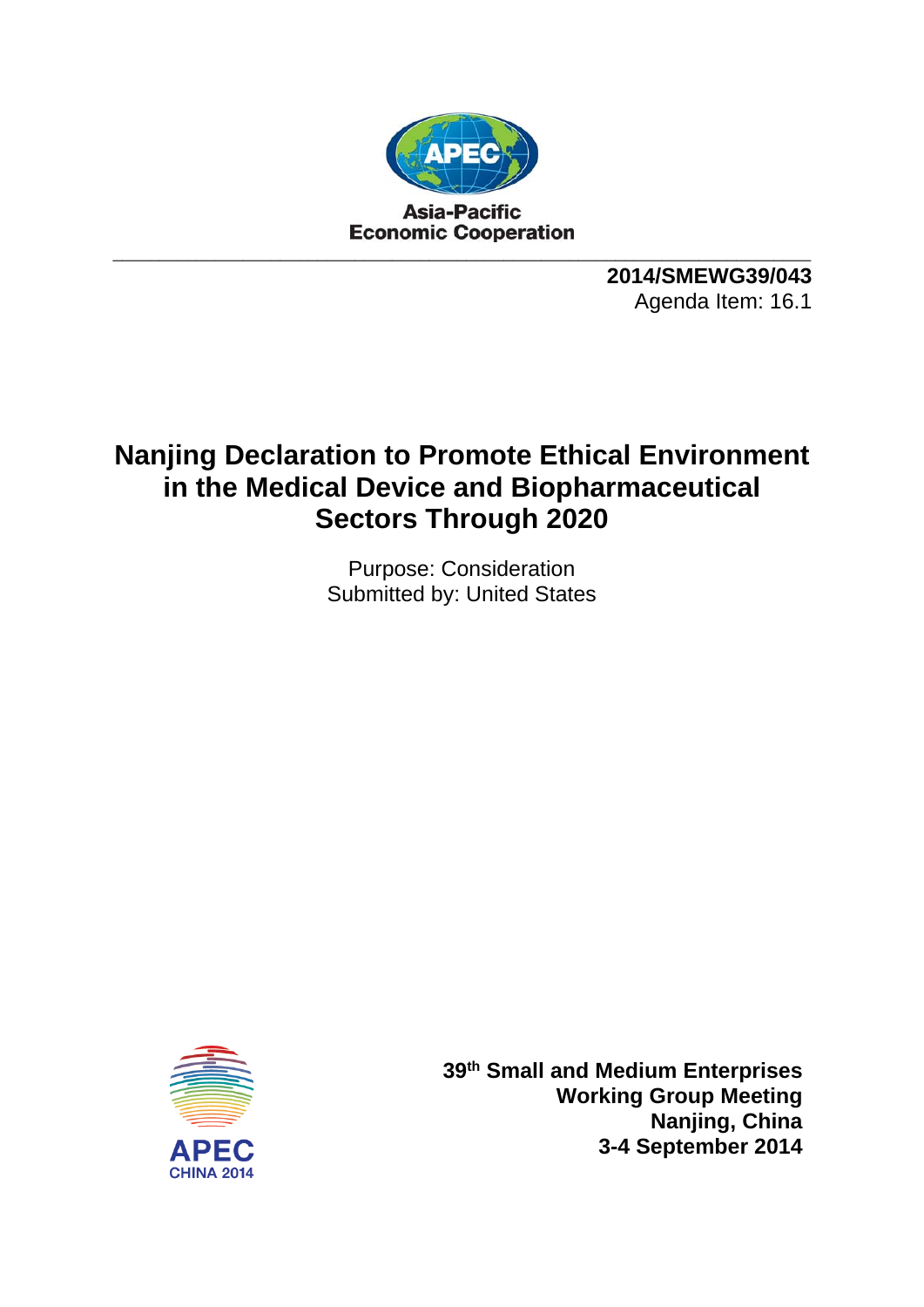Asia-Pacific
Economic Cooperation

**2014/SMEWG39/043**
Agenda Item: 16.1

# Nanjing Declaration to Promote Ethical Environment in the Medical Device and Biopharmaceutical Sectors Through 2020

Purpose: Consideration
Submitted by: United States

APEC
CHINA 2014

**39th Small and Medium Enterprises Working Group Meeting**
**Nanjing, China**
**3-4 September 2014**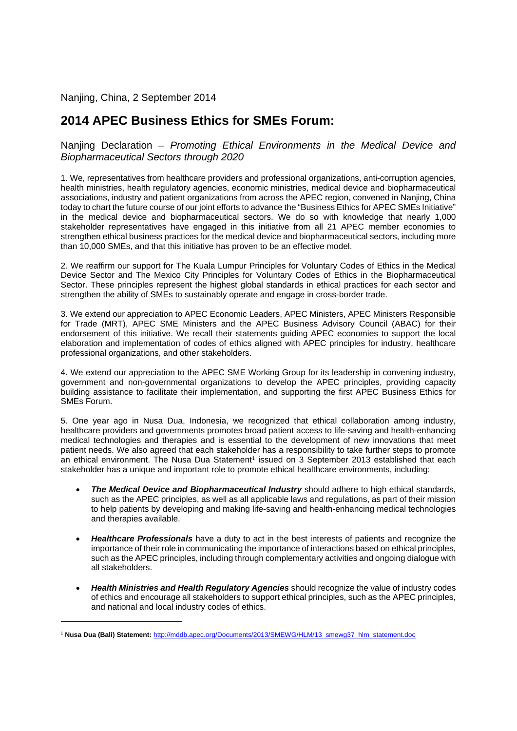Nanjing, China, 2 September 2014

# 2014 APEC Business Ethics for SMEs Forum:

Nanjing Declaration – *Promoting Ethical Environments in the Medical Device and Biopharmaceutical Sectors through 2020*

1. We, representatives from healthcare providers and professional organizations, anti-corruption agencies, health ministries, health regulatory agencies, economic ministries, medical device and biopharmaceutical associations, industry and patient organizations from across the APEC region, convened in Nanjing, China today to chart the future course of our joint efforts to advance the "Business Ethics for APEC SMEs Initiative" in the medical device and biopharmaceutical sectors. We do so with knowledge that nearly 1,000 stakeholder representatives have engaged in this initiative from all 21 APEC member economies to strengthen ethical business practices for the medical device and biopharmaceutical sectors, including more than 10,000 SMEs, and that this initiative has proven to be an effective model.

2. We reaffirm our support for The Kuala Lumpur Principles for Voluntary Codes of Ethics in the Medical Device Sector and The Mexico City Principles for Voluntary Codes of Ethics in the Biopharmaceutical Sector. These principles represent the highest global standards in ethical practices for each sector and strengthen the ability of SMEs to sustainably operate and engage in cross-border trade.

3. We extend our appreciation to APEC Economic Leaders, APEC Ministers, APEC Ministers Responsible for Trade (MRT), APEC SME Ministers and the APEC Business Advisory Council (ABAC) for their endorsement of this initiative. We recall their statements guiding APEC economies to support the local elaboration and implementation of codes of ethics aligned with APEC principles for industry, healthcare professional organizations, and other stakeholders.

4. We extend our appreciation to the APEC SME Working Group for its leadership in convening industry, government and non-governmental organizations to develop the APEC principles, providing capacity building assistance to facilitate their implementation, and supporting the first APEC Business Ethics for SMEs Forum.

5. One year ago in Nusa Dua, Indonesia, we recognized that ethical collaboration among industry, healthcare providers and governments promotes broad patient access to life-saving and health-enhancing medical technologies and therapies and is essential to the development of new innovations that meet patient needs. We also agreed that each stakeholder has a responsibility to take further steps to promote an ethical environment. The Nusa Dua Statement[1] issued on 3 September 2013 established that each stakeholder has a unique and important role to promote ethical healthcare environments, including:

- ***The Medical Device and Biopharmaceutical Industry*** should adhere to high ethical standards, such as the APEC principles, as well as all applicable laws and regulations, as part of their mission to help patients by developing and making life-saving and health-enhancing medical technologies and therapies available.

- ***Healthcare Professionals*** have a duty to act in the best interests of patients and recognize the importance of their role in communicating the importance of interactions based on ethical principles, such as the APEC principles, including through complementary activities and ongoing dialogue with all stakeholders.

- ***Health Ministries and Health Regulatory Agencies*** should recognize the value of industry codes of ethics and encourage all stakeholders to support ethical principles, such as the APEC principles, and national and local industry codes of ethics.

---

[1] **Nusa Dua (Bali) Statement:** http://mddb.apec.org/Documents/2013/SMEWG/HLM/13_smewg37_hlm_statement.doc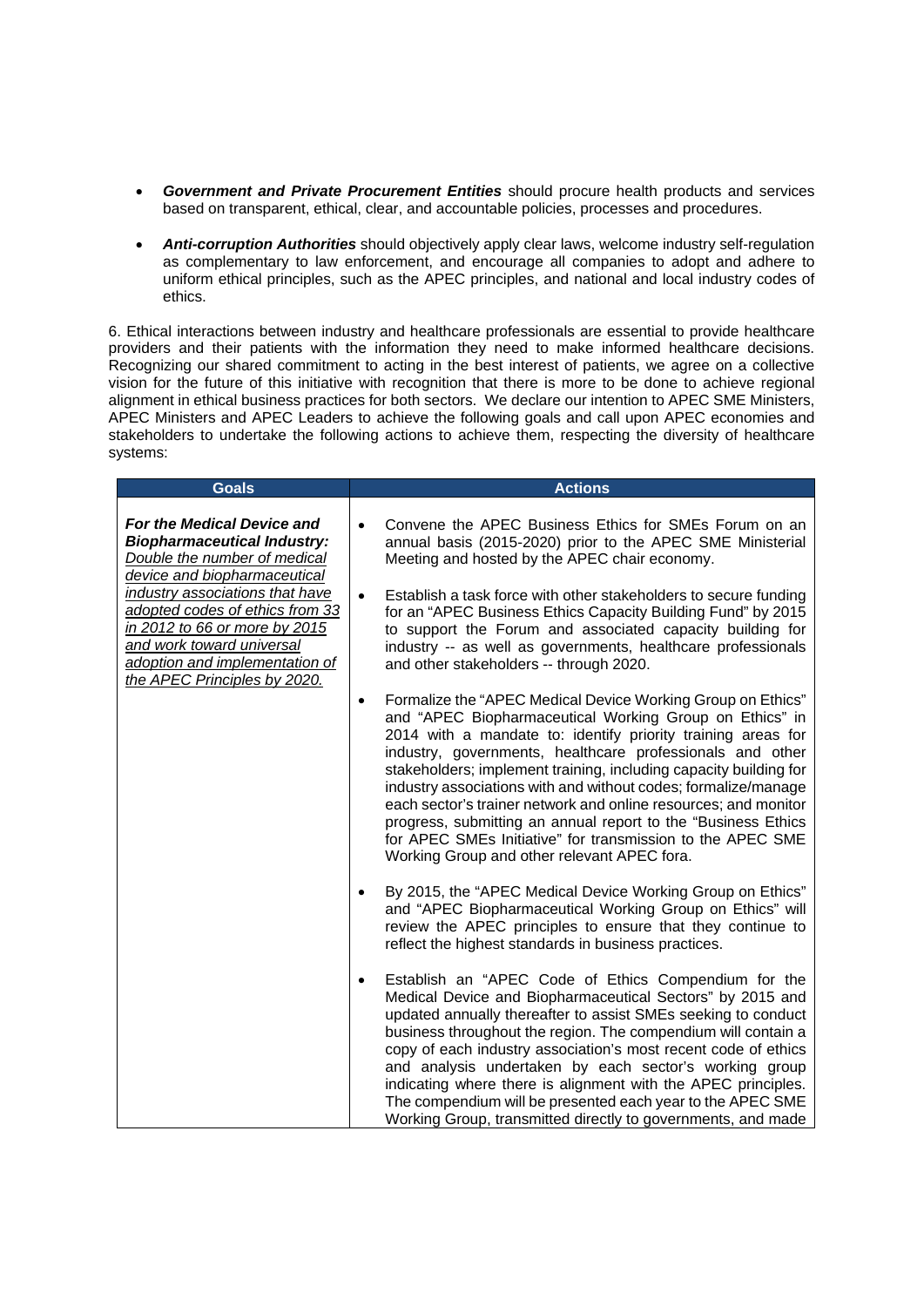- ***Government and Private Procurement Entities*** should procure health products and services based on transparent, ethical, clear, and accountable policies, processes and procedures.

- ***Anti-corruption Authorities*** should objectively apply clear laws, welcome industry self-regulation as complementary to law enforcement, and encourage all companies to adopt and adhere to uniform ethical principles, such as the APEC principles, and national and local industry codes of ethics.

6. Ethical interactions between industry and healthcare professionals are essential to provide healthcare providers and their patients with the information they need to make informed healthcare decisions. Recognizing our shared commitment to acting in the best interest of patients, we agree on a collective vision for the future of this initiative with recognition that there is more to be done to achieve regional alignment in ethical business practices for both sectors. We declare our intention to APEC SME Ministers, APEC Ministers and APEC Leaders to achieve the following goals and call upon APEC economies and stakeholders to undertake the following actions to achieve them, respecting the diversity of healthcare systems:

| Goals | Actions |
|---|---|
| ***For the Medical Device and Biopharmaceutical Industry:*** *Double the number of medical device and biopharmaceutical industry associations that have adopted codes of ethics from 33 in 2012 to 66 or more by 2015 and work toward universal adoption and implementation of the APEC Principles by 2020.* | • Convene the APEC Business Ethics for SMEs Forum on an annual basis (2015-2020) prior to the APEC SME Ministerial Meeting and hosted by the APEC chair economy.<br><br>• Establish a task force with other stakeholders to secure funding for an "APEC Business Ethics Capacity Building Fund" by 2015 to support the Forum and associated capacity building for industry -- as well as governments, healthcare professionals and other stakeholders -- through 2020.<br><br>• Formalize the "APEC Medical Device Working Group on Ethics" and "APEC Biopharmaceutical Working Group on Ethics" in 2014 with a mandate to: identify priority training areas for industry, governments, healthcare professionals and other stakeholders; implement training, including capacity building for industry associations with and without codes; formalize/manage each sector's trainer network and online resources; and monitor progress, submitting an annual report to the "Business Ethics for APEC SMEs Initiative" for transmission to the APEC SME Working Group and other relevant APEC fora.<br><br>• By 2015, the "APEC Medical Device Working Group on Ethics" and "APEC Biopharmaceutical Working Group on Ethics" will review the APEC principles to ensure that they continue to reflect the highest standards in business practices.<br><br>• Establish an "APEC Code of Ethics Compendium for the Medical Device and Biopharmaceutical Sectors" by 2015 and updated annually thereafter to assist SMEs seeking to conduct business throughout the region. The compendium will contain a copy of each industry association's most recent code of ethics and analysis undertaken by each sector's working group indicating where there is alignment with the APEC principles. The compendium will be presented each year to the APEC SME Working Group, transmitted directly to governments, and made |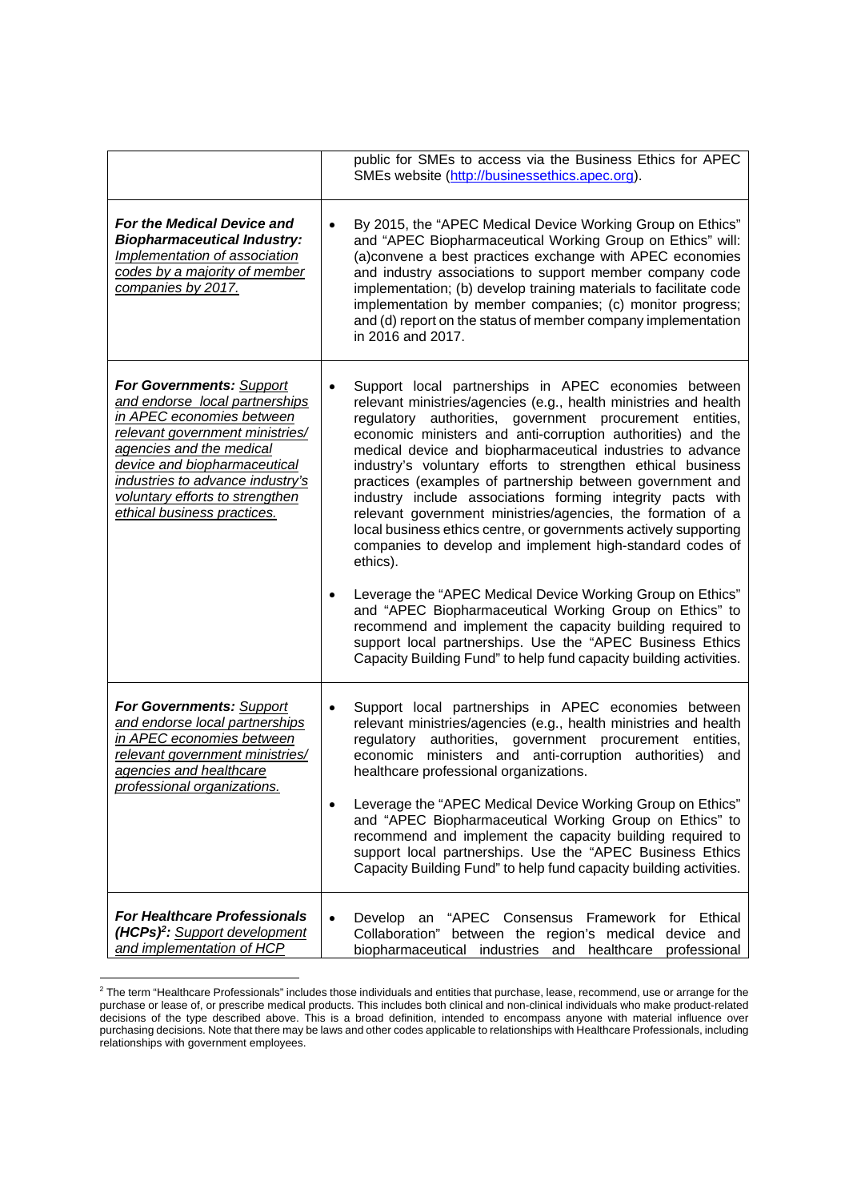| | |
|---|---|
| | public for SMEs to access via the Business Ethics for APEC SMEs website (http://businessethics.apec.org). |
| ***For the Medical Device and Biopharmaceutical Industry:*** *Implementation of association codes by a majority of member companies by 2017.* | • By 2015, the "APEC Medical Device Working Group on Ethics" and "APEC Biopharmaceutical Working Group on Ethics" will: (a)convene a best practices exchange with APEC economies and industry associations to support member company code implementation; (b) develop training materials to facilitate code implementation by member companies; (c) monitor progress; and (d) report on the status of member company implementation in 2016 and 2017. |
| ***For Governments:*** *Support and endorse local partnerships in APEC economies between relevant government ministries/ agencies and the medical device and biopharmaceutical industries to advance industry's voluntary efforts to strengthen ethical business practices.* | • Support local partnerships in APEC economies between relevant ministries/agencies (e.g., health ministries and health regulatory authorities, government procurement entities, economic ministers and anti-corruption authorities) and the medical device and biopharmaceutical industries to advance industry's voluntary efforts to strengthen ethical business practices (examples of partnership between government and industry include associations forming integrity pacts with relevant government ministries/agencies, the formation of a local business ethics centre, or governments actively supporting companies to develop and implement high-standard codes of ethics).<br><br>• Leverage the "APEC Medical Device Working Group on Ethics" and "APEC Biopharmaceutical Working Group on Ethics" to recommend and implement the capacity building required to support local partnerships. Use the "APEC Business Ethics Capacity Building Fund" to help fund capacity building activities. |
| ***For Governments:*** *Support and endorse local partnerships in APEC economies between relevant government ministries/ agencies and healthcare professional organizations.* | • Support local partnerships in APEC economies between relevant ministries/agencies (e.g., health ministries and health regulatory authorities, government procurement entities, economic ministers and anti-corruption authorities) and healthcare professional organizations.<br><br>• Leverage the "APEC Medical Device Working Group on Ethics" and "APEC Biopharmaceutical Working Group on Ethics" to recommend and implement the capacity building required to support local partnerships. Use the "APEC Business Ethics Capacity Building Fund" to help fund capacity building activities. |
| ***For Healthcare Professionals (HCPs)[2]:*** *Support development and implementation of HCP* | • Develop an "APEC Consensus Framework for Ethical Collaboration" between the region's medical device and biopharmaceutical industries and healthcare professional |

[2] The term "Healthcare Professionals" includes those individuals and entities that purchase, lease, recommend, use or arrange for the purchase or lease of, or prescribe medical products. This includes both clinical and non-clinical individuals who make product-related decisions of the type described above. This is a broad definition, intended to encompass anyone with material influence over purchasing decisions. Note that there may be laws and other codes applicable to relationships with Healthcare Professionals, including relationships with government employees.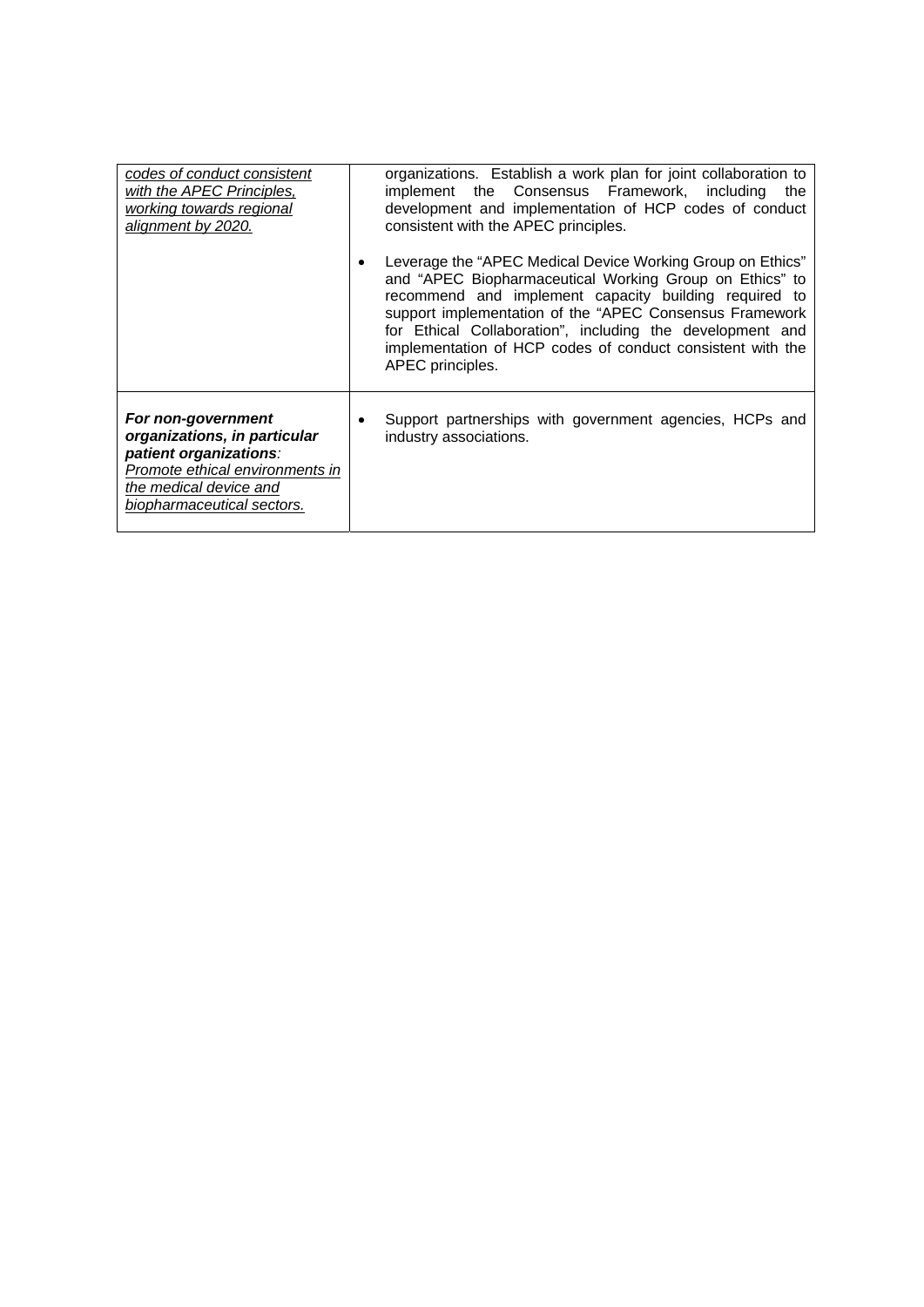| | |
|---|---|
| *codes of conduct consistent with the APEC Principles, working towards regional alignment by 2020.* | organizations. Establish a work plan for joint collaboration to implement the Consensus Framework, including the development and implementation of HCP codes of conduct consistent with the APEC principles.<br><br>• Leverage the "APEC Medical Device Working Group on Ethics" and "APEC Biopharmaceutical Working Group on Ethics" to recommend and implement capacity building required to support implementation of the "APEC Consensus Framework for Ethical Collaboration", including the development and implementation of HCP codes of conduct consistent with the APEC principles. |
| ***For non-government organizations, in particular patient organizations**: Promote ethical environments in the medical device and biopharmaceutical sectors.* | • Support partnerships with government agencies, HCPs and industry associations. |